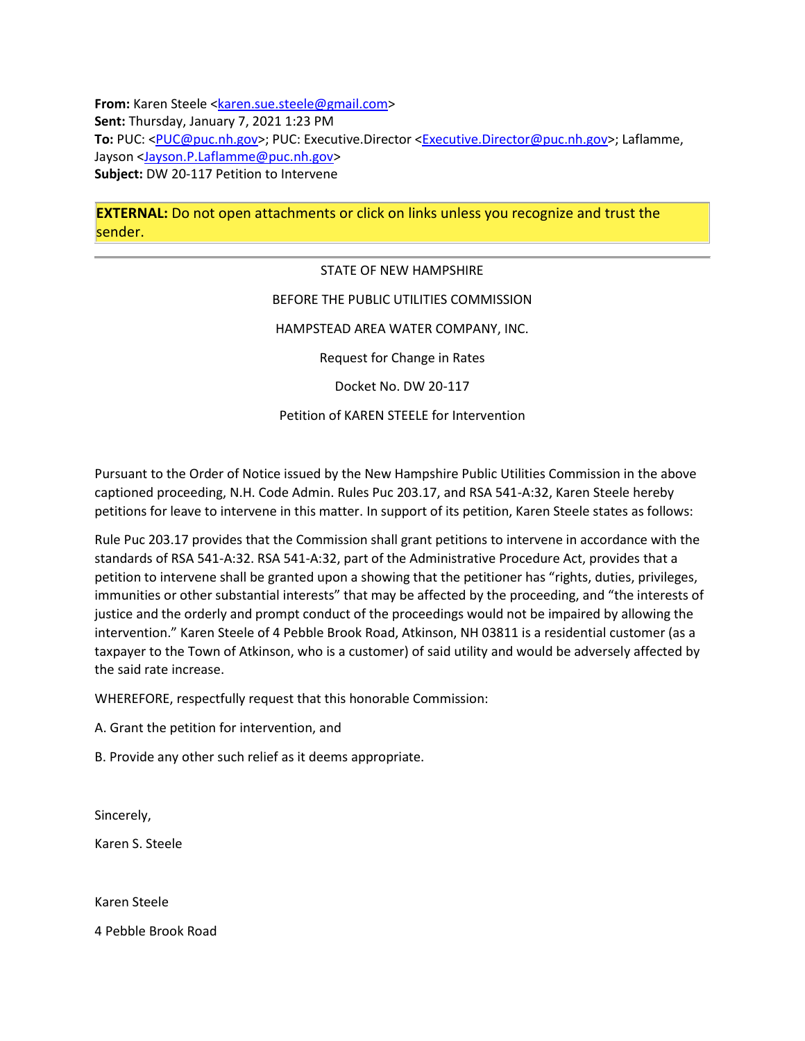**From:** Karen Steele <karen.sue.steele@gmail.com>
**Sent:** Thursday, January 7, 2021 1:23 PM
**To:** PUC: <PUC@puc.nh.gov>; PUC: Executive.Director <Executive.Director@puc.nh.gov>; Laflamme, Jayson <Jayson.P.Laflamme@puc.nh.gov>
**Subject:** DW 20-117 Petition to Intervene

**EXTERNAL:** Do not open attachments or click on links unless you recognize and trust the sender.

---

STATE OF NEW HAMPSHIRE

BEFORE THE PUBLIC UTILITIES COMMISSION

HAMPSTEAD AREA WATER COMPANY, INC.

Request for Change in Rates

Docket No. DW 20-117

Petition of KAREN STEELE for Intervention

Pursuant to the Order of Notice issued by the New Hampshire Public Utilities Commission in the above captioned proceeding, N.H. Code Admin. Rules Puc 203.17, and RSA 541-A:32, Karen Steele hereby petitions for leave to intervene in this matter. In support of its petition, Karen Steele states as follows:

Rule Puc 203.17 provides that the Commission shall grant petitions to intervene in accordance with the standards of RSA 541-A:32. RSA 541-A:32, part of the Administrative Procedure Act, provides that a petition to intervene shall be granted upon a showing that the petitioner has "rights, duties, privileges, immunities or other substantial interests" that may be affected by the proceeding, and "the interests of justice and the orderly and prompt conduct of the proceedings would not be impaired by allowing the intervention." Karen Steele of 4 Pebble Brook Road, Atkinson, NH 03811 is a residential customer (as a taxpayer to the Town of Atkinson, who is a customer) of said utility and would be adversely affected by the said rate increase.

WHEREFORE, respectfully request that this honorable Commission:

A. Grant the petition for intervention, and

B. Provide any other such relief as it deems appropriate.

Sincerely,

Karen S. Steele

Karen Steele

4 Pebble Brook Road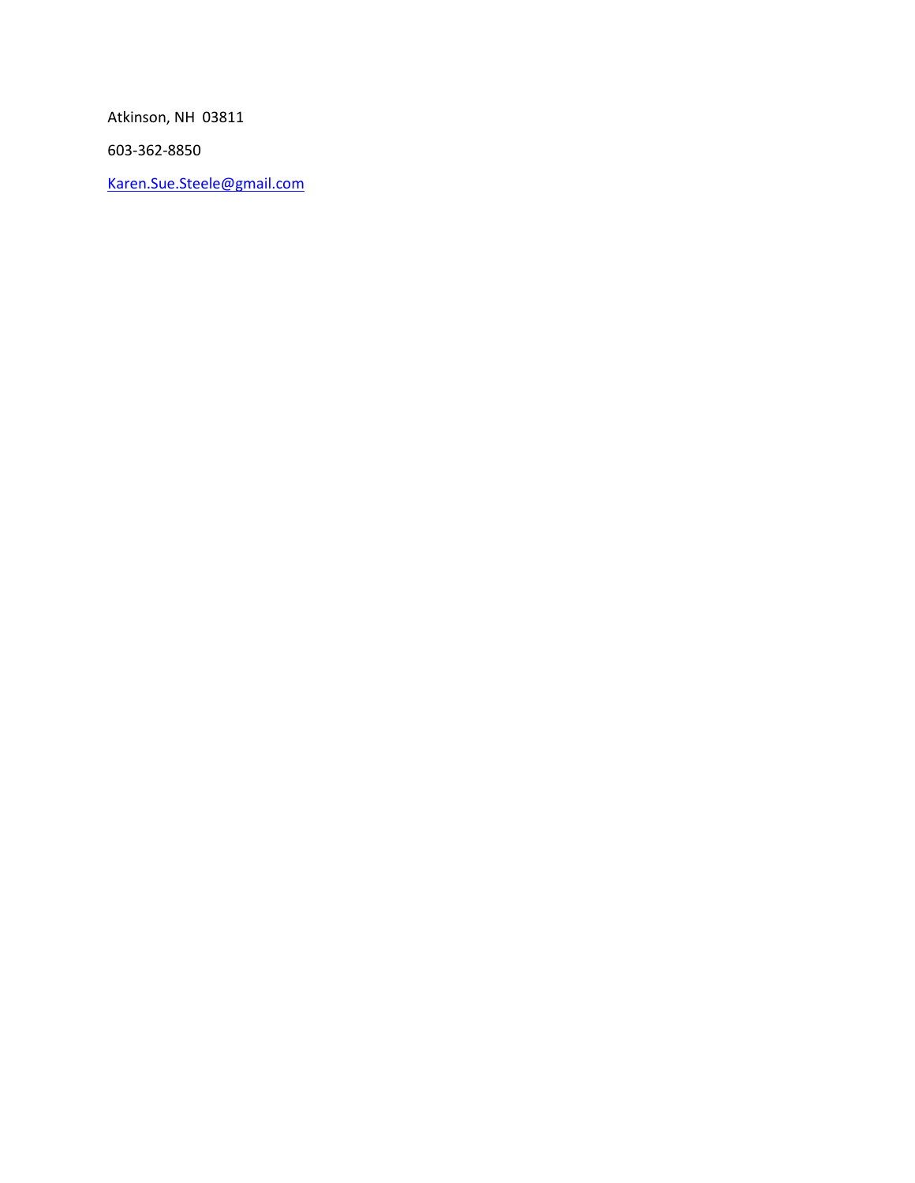Atkinson, NH  03811

603-362-8850

Karen.Sue.Steele@gmail.com